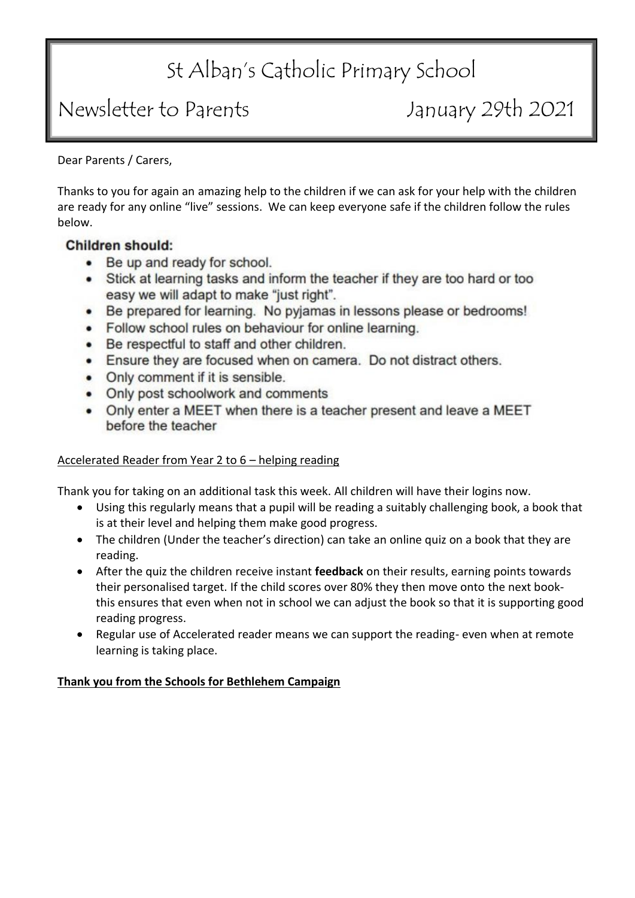# St Alban's Catholic Primary School

## Newsletter to Parents — January 29th 2021

Dear Parents / Carers,

Thanks to you for again an amazing help to the children if we can ask for your help with the children are ready for any online "live" sessions. We can keep everyone safe if the children follow the rules below.

**Children should:**

- Be up and ready for school.
- Stick at learning tasks and inform the teacher if they are too hard or too easy we will adapt to make "just right".
- Be prepared for learning. No pyjamas in lessons please or bedrooms!
- Follow school rules on behaviour for online learning.
- Be respectful to staff and other children.
- Ensure they are focused when on camera. Do not distract others.
- Only comment if it is sensible.
- Only post schoolwork and comments
- Only enter a MEET when there is a teacher present and leave a MEET before the teacher

Accelerated Reader from Year 2 to 6 – helping reading

Thank you for taking on an additional task this week. All children will have their logins now.

- Using this regularly means that a pupil will be reading a suitably challenging book, a book that is at their level and helping them make good progress.
- The children (Under the teacher's direction) can take an online quiz on a book that they are reading.
- After the quiz the children receive instant **feedback** on their results, earning points towards their personalised target. If the child scores over 80% they then move onto the next book- this ensures that even when not in school we can adjust the book so that it is supporting good reading progress.
- Regular use of Accelerated reader means we can support the reading- even when at remote learning is taking place.

**Thank you from the Schools for Bethlehem Campaign**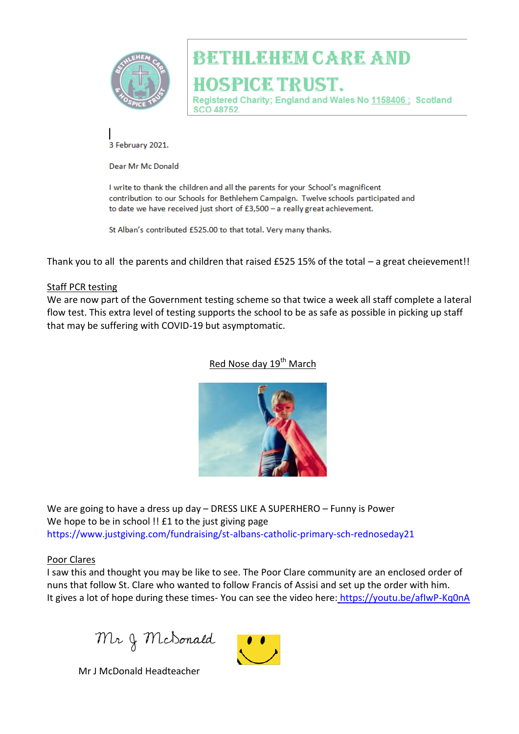# BETHLEHEM CARE AND HOSPICE TRUST.

Registered Charity; England and Wales No 1158406 ; Scotland SCO 48752

3 February 2021.

Dear Mr Mc Donald

I write to thank the children and all the parents for your School's magnificent contribution to our Schools for Bethlehem Campaign. Twelve schools participated and to date we have received just short of £3,500 – a really great achievement.

St Alban's contributed £525.00 to that total. Very many thanks.

Thank you to all the parents and children that raised £525 15% of the total – a great cheievement!!

## Staff PCR testing

We are now part of the Government testing scheme so that twice a week all staff complete a lateral flow test. This extra level of testing supports the school to be as safe as possible in picking up staff that may be suffering with COVID-19 but asymptomatic.

## Red Nose day 19th March

We are going to have a dress up day – DRESS LIKE A SUPERHERO – Funny is Power
We hope to be in school !! £1 to the just giving page
https://www.justgiving.com/fundraising/st-albans-catholic-primary-sch-rednoseday21

## Poor Clares

I saw this and thought you may be like to see. The Poor Clare community are an enclosed order of nuns that follow St. Clare who wanted to follow Francis of Assisi and set up the order with him.
It gives a lot of hope during these times- You can see the video here: https://youtu.be/afIwP-Kq0nA

Mr J McDonald

Mr J McDonald Headteacher